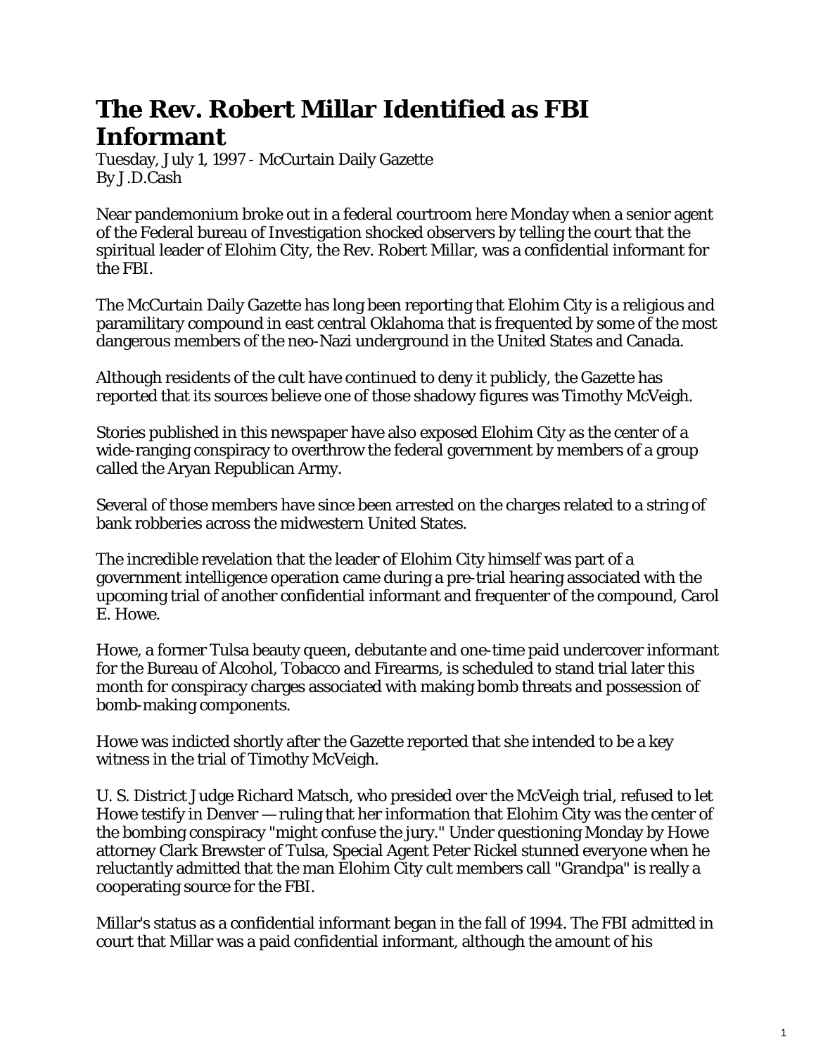# The Rev. Robert Millar Identified as FBI Informant

Tuesday, July 1, 1997 - McCurtain Daily Gazette
By J.D.Cash

Near pandemonium broke out in a federal courtroom here Monday when a senior agent of the Federal bureau of Investigation shocked observers by telling the court that the spiritual leader of Elohim City, the Rev. Robert Millar, was a confidential informant for the FBI.

The McCurtain Daily Gazette has long been reporting that Elohim City is a religious and paramilitary compound in east central Oklahoma that is frequented by some of the most dangerous members of the neo-Nazi underground in the United States and Canada.

Although residents of the cult have continued to deny it publicly, the Gazette has reported that its sources believe one of those shadowy figures was Timothy McVeigh.

Stories published in this newspaper have also exposed Elohim City as the center of a wide-ranging conspiracy to overthrow the federal government by members of a group called the Aryan Republican Army.

Several of those members have since been arrested on the charges related to a string of bank robberies across the midwestern United States.

The incredible revelation that the leader of Elohim City himself was part of a government intelligence operation came during a pre-trial hearing associated with the upcoming trial of another confidential informant and frequenter of the compound, Carol E. Howe.

Howe, a former Tulsa beauty queen, debutante and one-time paid undercover informant for the Bureau of Alcohol, Tobacco and Firearms, is scheduled to stand trial later this month for conspiracy charges associated with making bomb threats and possession of bomb-making components.

Howe was indicted shortly after the Gazette reported that she intended to be a key witness in the trial of Timothy McVeigh.

U. S. District Judge Richard Matsch, who presided over the McVeigh trial, refused to let Howe testify in Denver — ruling that her information that Elohim City was the center of the bombing conspiracy "might confuse the jury." Under questioning Monday by Howe attorney Clark Brewster of Tulsa, Special Agent Peter Rickel stunned everyone when he reluctantly admitted that the man Elohim City cult members call "Grandpa" is really a cooperating source for the FBI.

Millar's status as a confidential informant began in the fall of 1994. The FBI admitted in court that Millar was a paid confidential informant, although the amount of his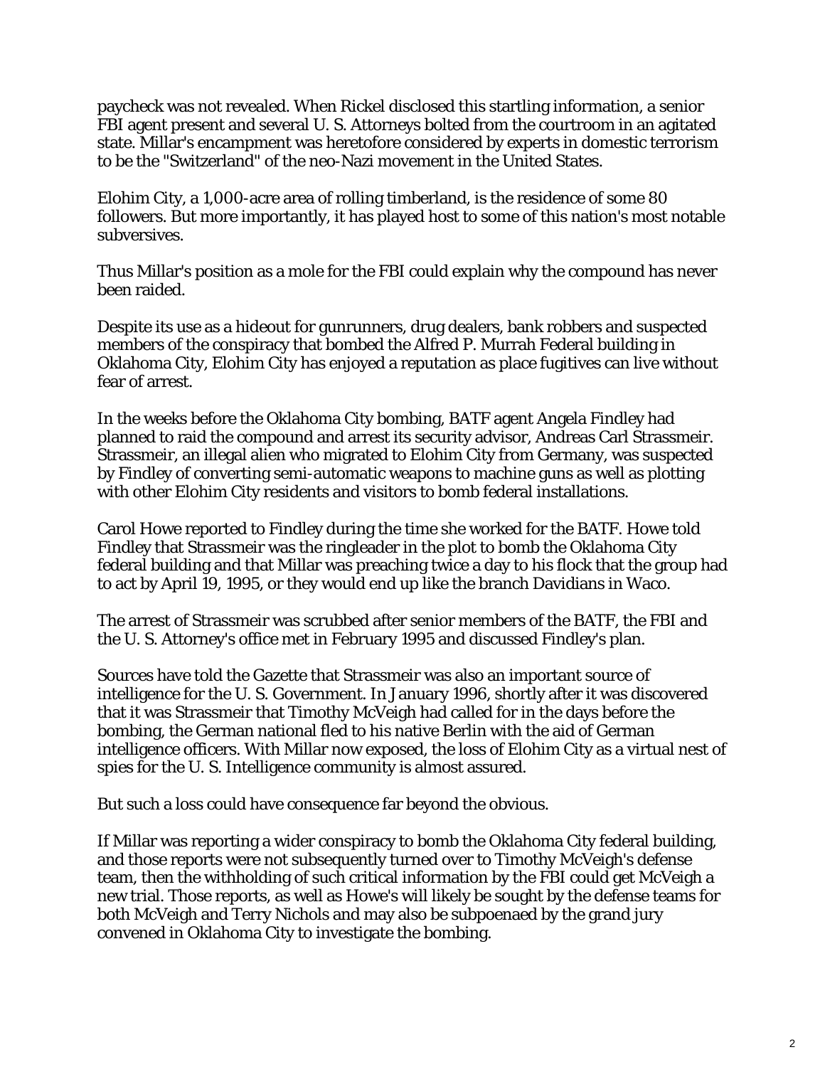paycheck was not revealed. When Rickel disclosed this startling information, a senior FBI agent present and several U. S. Attorneys bolted from the courtroom in an agitated state. Millar's encampment was heretofore considered by experts in domestic terrorism to be the "Switzerland" of the neo-Nazi movement in the United States.

Elohim City, a 1,000-acre area of rolling timberland, is the residence of some 80 followers. But more importantly, it has played host to some of this nation's most notable subversives.

Thus Millar's position as a mole for the FBI could explain why the compound has never been raided.

Despite its use as a hideout for gunrunners, drug dealers, bank robbers and suspected members of the conspiracy that bombed the Alfred P. Murrah Federal building in Oklahoma City, Elohim City has enjoyed a reputation as place fugitives can live without fear of arrest.

In the weeks before the Oklahoma City bombing, BATF agent Angela Findley had planned to raid the compound and arrest its security advisor, Andreas Carl Strassmeir. Strassmeir, an illegal alien who migrated to Elohim City from Germany, was suspected by Findley of converting semi-automatic weapons to machine guns as well as plotting with other Elohim City residents and visitors to bomb federal installations.

Carol Howe reported to Findley during the time she worked for the BATF. Howe told Findley that Strassmeir was the ringleader in the plot to bomb the Oklahoma City federal building and that Millar was preaching twice a day to his flock that the group had to act by April 19, 1995, or they would end up like the branch Davidians in Waco.

The arrest of Strassmeir was scrubbed after senior members of the BATF, the FBI and the U. S. Attorney's office met in February 1995 and discussed Findley's plan.

Sources have told the Gazette that Strassmeir was also an important source of intelligence for the U. S. Government. In January 1996, shortly after it was discovered that it was Strassmeir that Timothy McVeigh had called for in the days before the bombing, the German national fled to his native Berlin with the aid of German intelligence officers. With Millar now exposed, the loss of Elohim City as a virtual nest of spies for the U. S. Intelligence community is almost assured.

But such a loss could have consequence far beyond the obvious.

If Millar was reporting a wider conspiracy to bomb the Oklahoma City federal building, and those reports were not subsequently turned over to Timothy McVeigh's defense team, then the withholding of such critical information by the FBI could get McVeigh a new trial. Those reports, as well as Howe's will likely be sought by the defense teams for both McVeigh and Terry Nichols and may also be subpoenaed by the grand jury convened in Oklahoma City to investigate the bombing.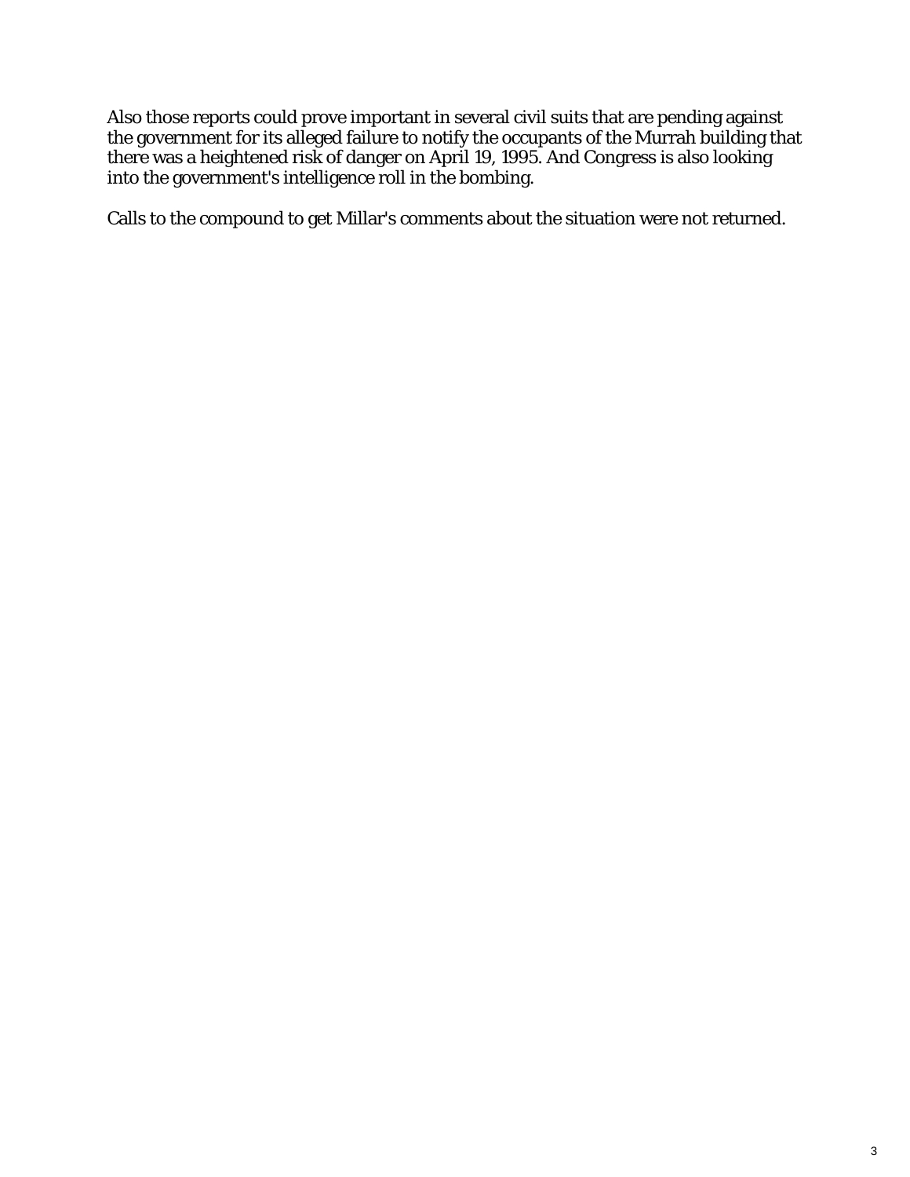Also those reports could prove important in several civil suits that are pending against the government for its alleged failure to notify the occupants of the Murrah building that there was a heightened risk of danger on April 19, 1995. And Congress is also looking into the government's intelligence roll in the bombing.

Calls to the compound to get Millar's comments about the situation were not returned.